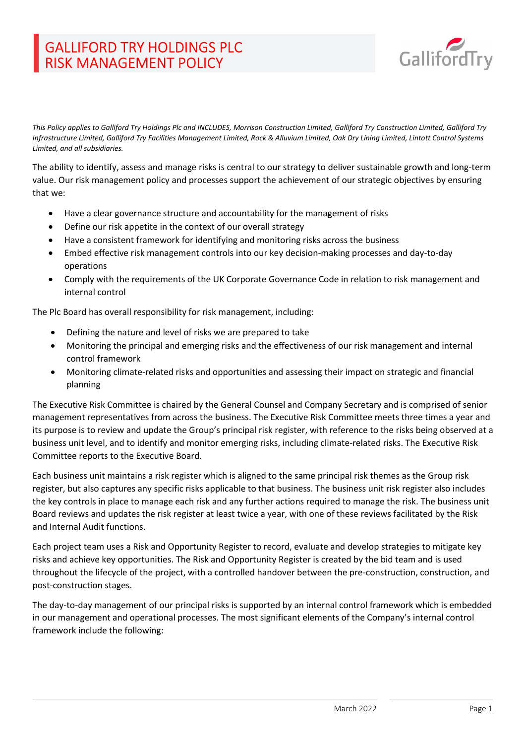# GALLIFORD TRY HOLDINGS PLC RISK MANAGEMENT POLICY

*This Policy applies to Galliford Try Holdings Plc and INCLUDES, Morrison Construction Limited, Galliford Try Construction Limited, Galliford Try Infrastructure Limited, Galliford Try Facilities Management Limited, Rock & Alluvium Limited, Oak Dry Lining Limited, Lintott Control Systems Limited, and all subsidiaries.*

The ability to identify, assess and manage risks is central to our strategy to deliver sustainable growth and long-term value. Our risk management policy and processes support the achievement of our strategic objectives by ensuring that we:

- Have a clear governance structure and accountability for the management of risks
- Define our risk appetite in the context of our overall strategy
- Have a consistent framework for identifying and monitoring risks across the business
- Embed effective risk management controls into our key decision-making processes and day-to-day operations
- Comply with the requirements of the UK Corporate Governance Code in relation to risk management and internal control

The Plc Board has overall responsibility for risk management, including:

- Defining the nature and level of risks we are prepared to take
- Monitoring the principal and emerging risks and the effectiveness of our risk management and internal control framework
- Monitoring climate-related risks and opportunities and assessing their impact on strategic and financial planning

The Executive Risk Committee is chaired by the General Counsel and Company Secretary and is comprised of senior management representatives from across the business. The Executive Risk Committee meets three times a year and its purpose is to review and update the Group's principal risk register, with reference to the risks being observed at a business unit level, and to identify and monitor emerging risks, including climate-related risks. The Executive Risk Committee reports to the Executive Board.

Each business unit maintains a risk register which is aligned to the same principal risk themes as the Group risk register, but also captures any specific risks applicable to that business. The business unit risk register also includes the key controls in place to manage each risk and any further actions required to manage the risk. The business unit Board reviews and updates the risk register at least twice a year, with one of these reviews facilitated by the Risk and Internal Audit functions.

Each project team uses a Risk and Opportunity Register to record, evaluate and develop strategies to mitigate key risks and achieve key opportunities. The Risk and Opportunity Register is created by the bid team and is used throughout the lifecycle of the project, with a controlled handover between the pre-construction, construction, and post-construction stages.

The day-to-day management of our principal risks is supported by an internal control framework which is embedded in our management and operational processes. The most significant elements of the Company's internal control framework include the following: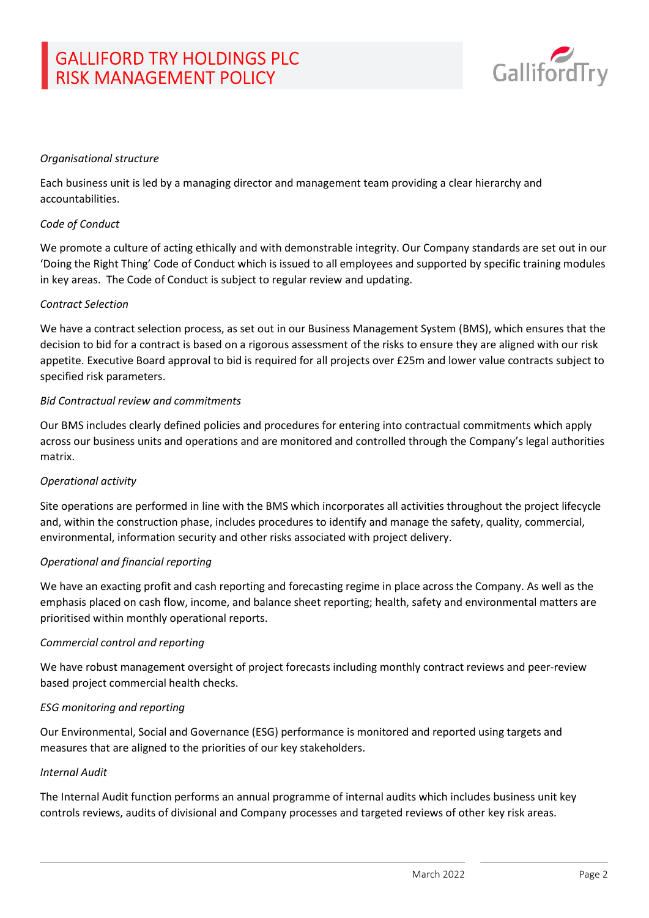*Organisational structure*

Each business unit is led by a managing director and management team providing a clear hierarchy and accountabilities.

*Code of Conduct*

We promote a culture of acting ethically and with demonstrable integrity. Our Company standards are set out in our 'Doing the Right Thing' Code of Conduct which is issued to all employees and supported by specific training modules in key areas. The Code of Conduct is subject to regular review and updating.

*Contract Selection*

We have a contract selection process, as set out in our Business Management System (BMS), which ensures that the decision to bid for a contract is based on a rigorous assessment of the risks to ensure they are aligned with our risk appetite. Executive Board approval to bid is required for all projects over £25m and lower value contracts subject to specified risk parameters.

*Bid Contractual review and commitments*

Our BMS includes clearly defined policies and procedures for entering into contractual commitments which apply across our business units and operations and are monitored and controlled through the Company's legal authorities matrix.

*Operational activity*

Site operations are performed in line with the BMS which incorporates all activities throughout the project lifecycle and, within the construction phase, includes procedures to identify and manage the safety, quality, commercial, environmental, information security and other risks associated with project delivery.

*Operational and financial reporting*

We have an exacting profit and cash reporting and forecasting regime in place across the Company. As well as the emphasis placed on cash flow, income, and balance sheet reporting; health, safety and environmental matters are prioritised within monthly operational reports.

*Commercial control and reporting*

We have robust management oversight of project forecasts including monthly contract reviews and peer-review based project commercial health checks.

*ESG monitoring and reporting*

Our Environmental, Social and Governance (ESG) performance is monitored and reported using targets and measures that are aligned to the priorities of our key stakeholders.

*Internal Audit*

The Internal Audit function performs an annual programme of internal audits which includes business unit key controls reviews, audits of divisional and Company processes and targeted reviews of other key risk areas.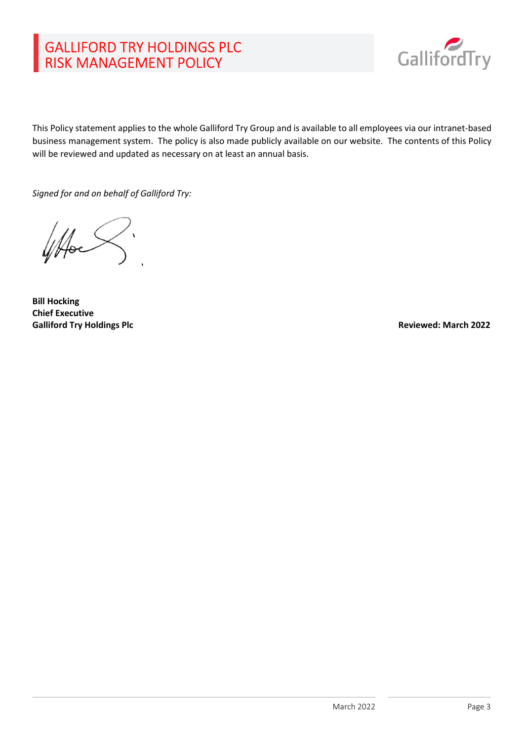# GALLIFORD TRY HOLDINGS PLC
# RISK MANAGEMENT POLICY

This Policy statement applies to the whole Galliford Try Group and is available to all employees via our intranet-based business management system. The policy is also made publicly available on our website. The contents of this Policy will be reviewed and updated as necessary on at least an annual basis.

*Signed for and on behalf of Galliford Try:*

**Bill Hocking**
**Chief Executive**
**Galliford Try Holdings Plc**

**Reviewed: March 2022**